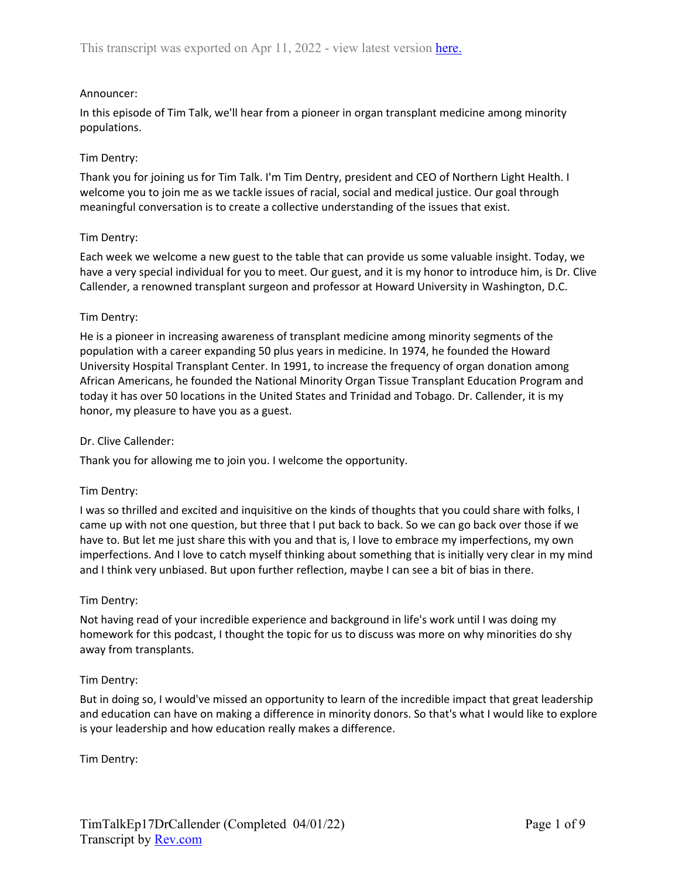This transcript was exported on Apr 11, 2022 - view latest version [here.](#)

Announcer:

In this episode of Tim Talk, we'll hear from a pioneer in organ transplant medicine among minority populations.

Tim Dentry:

Thank you for joining us for Tim Talk. I'm Tim Dentry, president and CEO of Northern Light Health. I welcome you to join me as we tackle issues of racial, social and medical justice. Our goal through meaningful conversation is to create a collective understanding of the issues that exist.

Tim Dentry:

Each week we welcome a new guest to the table that can provide us some valuable insight. Today, we have a very special individual for you to meet. Our guest, and it is my honor to introduce him, is Dr. Clive Callender, a renowned transplant surgeon and professor at Howard University in Washington, D.C.

Tim Dentry:

He is a pioneer in increasing awareness of transplant medicine among minority segments of the population with a career expanding 50 plus years in medicine. In 1974, he founded the Howard University Hospital Transplant Center. In 1991, to increase the frequency of organ donation among African Americans, he founded the National Minority Organ Tissue Transplant Education Program and today it has over 50 locations in the United States and Trinidad and Tobago. Dr. Callender, it is my honor, my pleasure to have you as a guest.

Dr. Clive Callender:

Thank you for allowing me to join you. I welcome the opportunity.

Tim Dentry:

I was so thrilled and excited and inquisitive on the kinds of thoughts that you could share with folks, I came up with not one question, but three that I put back to back. So we can go back over those if we have to. But let me just share this with you and that is, I love to embrace my imperfections, my own imperfections. And I love to catch myself thinking about something that is initially very clear in my mind and I think very unbiased. But upon further reflection, maybe I can see a bit of bias in there.

Tim Dentry:

Not having read of your incredible experience and background in life's work until I was doing my homework for this podcast, I thought the topic for us to discuss was more on why minorities do shy away from transplants.

Tim Dentry:

But in doing so, I would've missed an opportunity to learn of the incredible impact that great leadership and education can have on making a difference in minority donors. So that's what I would like to explore is your leadership and how education really makes a difference.

Tim Dentry:

TimTalkEp17DrCallender (Completed 04/01/22)
Transcript by [Rev.com](#)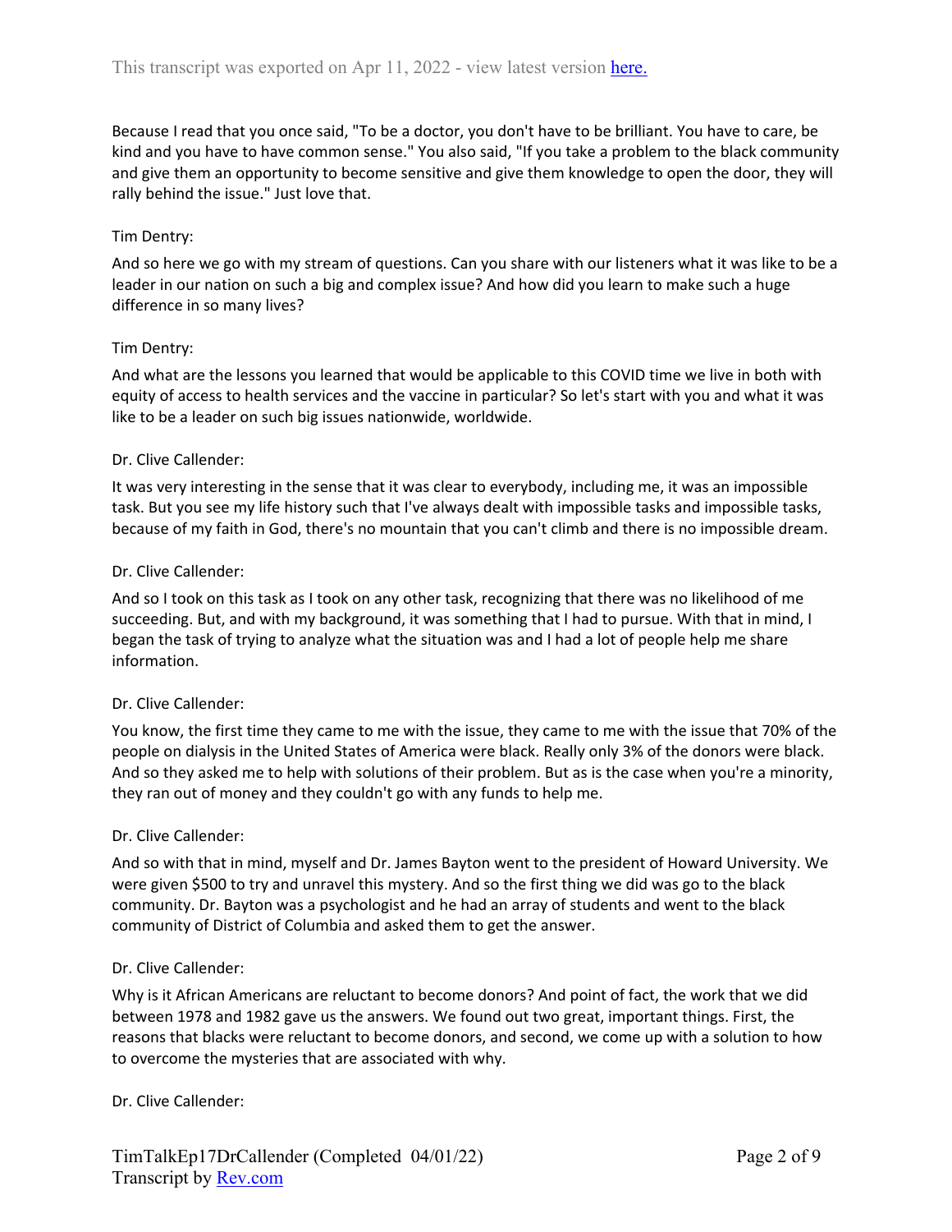Because I read that you once said, "To be a doctor, you don't have to be brilliant. You have to care, be kind and you have to have common sense." You also said, "If you take a problem to the black community and give them an opportunity to become sensitive and give them knowledge to open the door, they will rally behind the issue." Just love that.

Tim Dentry:

And so here we go with my stream of questions. Can you share with our listeners what it was like to be a leader in our nation on such a big and complex issue? And how did you learn to make such a huge difference in so many lives?

Tim Dentry:

And what are the lessons you learned that would be applicable to this COVID time we live in both with equity of access to health services and the vaccine in particular? So let's start with you and what it was like to be a leader on such big issues nationwide, worldwide.

Dr. Clive Callender:

It was very interesting in the sense that it was clear to everybody, including me, it was an impossible task. But you see my life history such that I've always dealt with impossible tasks and impossible tasks, because of my faith in God, there's no mountain that you can't climb and there is no impossible dream.

Dr. Clive Callender:

And so I took on this task as I took on any other task, recognizing that there was no likelihood of me succeeding. But, and with my background, it was something that I had to pursue. With that in mind, I began the task of trying to analyze what the situation was and I had a lot of people help me share information.

Dr. Clive Callender:

You know, the first time they came to me with the issue, they came to me with the issue that 70% of the people on dialysis in the United States of America were black. Really only 3% of the donors were black. And so they asked me to help with solutions of their problem. But as is the case when you're a minority, they ran out of money and they couldn't go with any funds to help me.

Dr. Clive Callender:

And so with that in mind, myself and Dr. James Bayton went to the president of Howard University. We were given $500 to try and unravel this mystery. And so the first thing we did was go to the black community. Dr. Bayton was a psychologist and he had an array of students and went to the black community of District of Columbia and asked them to get the answer.

Dr. Clive Callender:

Why is it African Americans are reluctant to become donors? And point of fact, the work that we did between 1978 and 1982 gave us the answers. We found out two great, important things. First, the reasons that blacks were reluctant to become donors, and second, we come up with a solution to how to overcome the mysteries that are associated with why.

Dr. Clive Callender: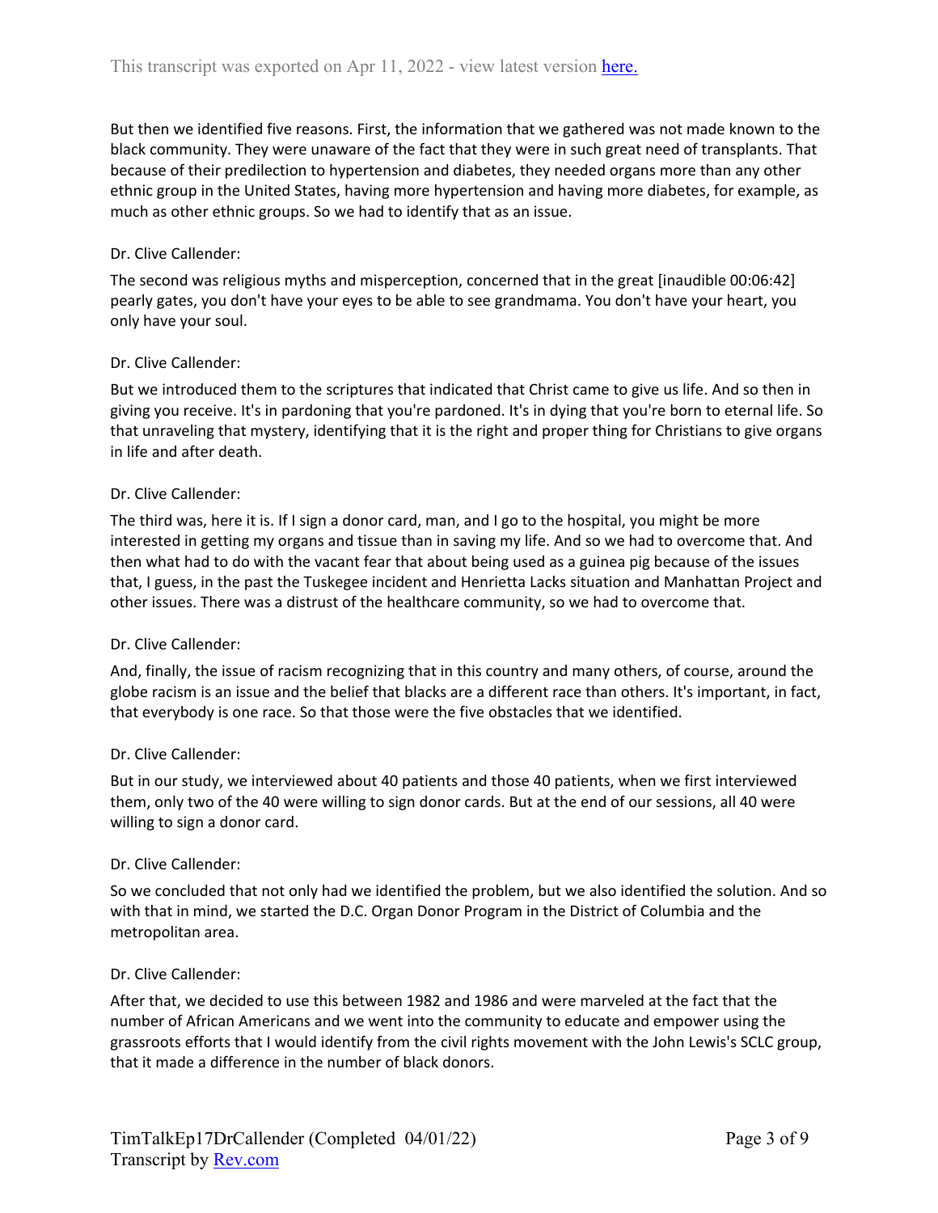But then we identified five reasons. First, the information that we gathered was not made known to the black community. They were unaware of the fact that they were in such great need of transplants. That because of their predilection to hypertension and diabetes, they needed organs more than any other ethnic group in the United States, having more hypertension and having more diabetes, for example, as much as other ethnic groups. So we had to identify that as an issue.

Dr. Clive Callender:

The second was religious myths and misperception, concerned that in the great [inaudible 00:06:42] pearly gates, you don't have your eyes to be able to see grandmama. You don't have your heart, you only have your soul.

Dr. Clive Callender:

But we introduced them to the scriptures that indicated that Christ came to give us life. And so then in giving you receive. It's in pardoning that you're pardoned. It's in dying that you're born to eternal life. So that unraveling that mystery, identifying that it is the right and proper thing for Christians to give organs in life and after death.

Dr. Clive Callender:

The third was, here it is. If I sign a donor card, man, and I go to the hospital, you might be more interested in getting my organs and tissue than in saving my life. And so we had to overcome that. And then what had to do with the vacant fear that about being used as a guinea pig because of the issues that, I guess, in the past the Tuskegee incident and Henrietta Lacks situation and Manhattan Project and other issues. There was a distrust of the healthcare community, so we had to overcome that.

Dr. Clive Callender:

And, finally, the issue of racism recognizing that in this country and many others, of course, around the globe racism is an issue and the belief that blacks are a different race than others. It's important, in fact, that everybody is one race. So that those were the five obstacles that we identified.

Dr. Clive Callender:

But in our study, we interviewed about 40 patients and those 40 patients, when we first interviewed them, only two of the 40 were willing to sign donor cards. But at the end of our sessions, all 40 were willing to sign a donor card.

Dr. Clive Callender:

So we concluded that not only had we identified the problem, but we also identified the solution. And so with that in mind, we started the D.C. Organ Donor Program in the District of Columbia and the metropolitan area.

Dr. Clive Callender:

After that, we decided to use this between 1982 and 1986 and were marveled at the fact that the number of African Americans and we went into the community to educate and empower using the grassroots efforts that I would identify from the civil rights movement with the John Lewis's SCLC group, that it made a difference in the number of black donors.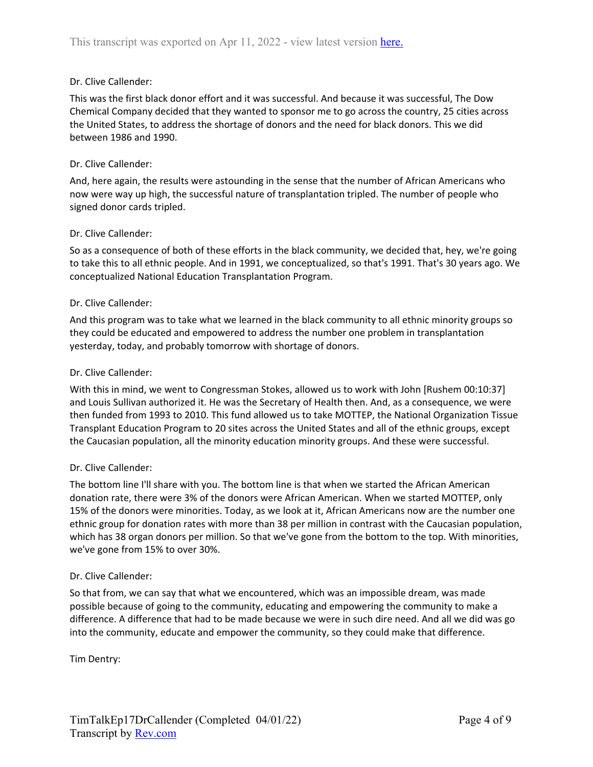Dr. Clive Callender:

This was the first black donor effort and it was successful. And because it was successful, The Dow Chemical Company decided that they wanted to sponsor me to go across the country, 25 cities across the United States, to address the shortage of donors and the need for black donors. This we did between 1986 and 1990.

Dr. Clive Callender:

And, here again, the results were astounding in the sense that the number of African Americans who now were way up high, the successful nature of transplantation tripled. The number of people who signed donor cards tripled.

Dr. Clive Callender:

So as a consequence of both of these efforts in the black community, we decided that, hey, we're going to take this to all ethnic people. And in 1991, we conceptualized, so that's 1991. That's 30 years ago. We conceptualized National Education Transplantation Program.

Dr. Clive Callender:

And this program was to take what we learned in the black community to all ethnic minority groups so they could be educated and empowered to address the number one problem in transplantation yesterday, today, and probably tomorrow with shortage of donors.

Dr. Clive Callender:

With this in mind, we went to Congressman Stokes, allowed us to work with John [Rushem 00:10:37] and Louis Sullivan authorized it. He was the Secretary of Health then. And, as a consequence, we were then funded from 1993 to 2010. This fund allowed us to take MOTTEP, the National Organization Tissue Transplant Education Program to 20 sites across the United States and all of the ethnic groups, except the Caucasian population, all the minority education minority groups. And these were successful.

Dr. Clive Callender:

The bottom line I'll share with you. The bottom line is that when we started the African American donation rate, there were 3% of the donors were African American. When we started MOTTEP, only 15% of the donors were minorities. Today, as we look at it, African Americans now are the number one ethnic group for donation rates with more than 38 per million in contrast with the Caucasian population, which has 38 organ donors per million. So that we've gone from the bottom to the top. With minorities, we've gone from 15% to over 30%.

Dr. Clive Callender:

So that from, we can say that what we encountered, which was an impossible dream, was made possible because of going to the community, educating and empowering the community to make a difference. A difference that had to be made because we were in such dire need. And all we did was go into the community, educate and empower the community, so they could make that difference.

Tim Dentry: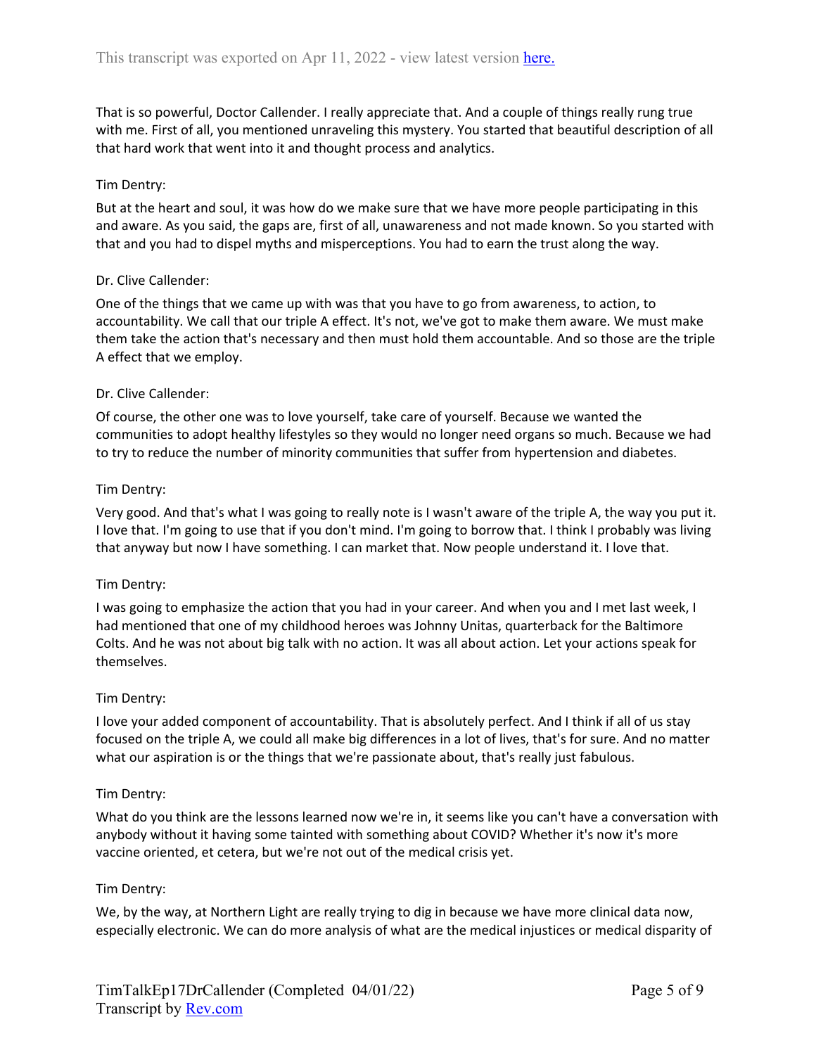That is so powerful, Doctor Callender. I really appreciate that. And a couple of things really rung true with me. First of all, you mentioned unraveling this mystery. You started that beautiful description of all that hard work that went into it and thought process and analytics.

Tim Dentry:

But at the heart and soul, it was how do we make sure that we have more people participating in this and aware. As you said, the gaps are, first of all, unawareness and not made known. So you started with that and you had to dispel myths and misperceptions. You had to earn the trust along the way.

Dr. Clive Callender:

One of the things that we came up with was that you have to go from awareness, to action, to accountability. We call that our triple A effect. It's not, we've got to make them aware. We must make them take the action that's necessary and then must hold them accountable. And so those are the triple A effect that we employ.

Dr. Clive Callender:

Of course, the other one was to love yourself, take care of yourself. Because we wanted the communities to adopt healthy lifestyles so they would no longer need organs so much. Because we had to try to reduce the number of minority communities that suffer from hypertension and diabetes.

Tim Dentry:

Very good. And that's what I was going to really note is I wasn't aware of the triple A, the way you put it. I love that. I'm going to use that if you don't mind. I'm going to borrow that. I think I probably was living that anyway but now I have something. I can market that. Now people understand it. I love that.

Tim Dentry:

I was going to emphasize the action that you had in your career. And when you and I met last week, I had mentioned that one of my childhood heroes was Johnny Unitas, quarterback for the Baltimore Colts. And he was not about big talk with no action. It was all about action. Let your actions speak for themselves.

Tim Dentry:

I love your added component of accountability. That is absolutely perfect. And I think if all of us stay focused on the triple A, we could all make big differences in a lot of lives, that's for sure. And no matter what our aspiration is or the things that we're passionate about, that's really just fabulous.

Tim Dentry:

What do you think are the lessons learned now we're in, it seems like you can't have a conversation with anybody without it having some tainted with something about COVID? Whether it's now it's more vaccine oriented, et cetera, but we're not out of the medical crisis yet.

Tim Dentry:

We, by the way, at Northern Light are really trying to dig in because we have more clinical data now, especially electronic. We can do more analysis of what are the medical injustices or medical disparity of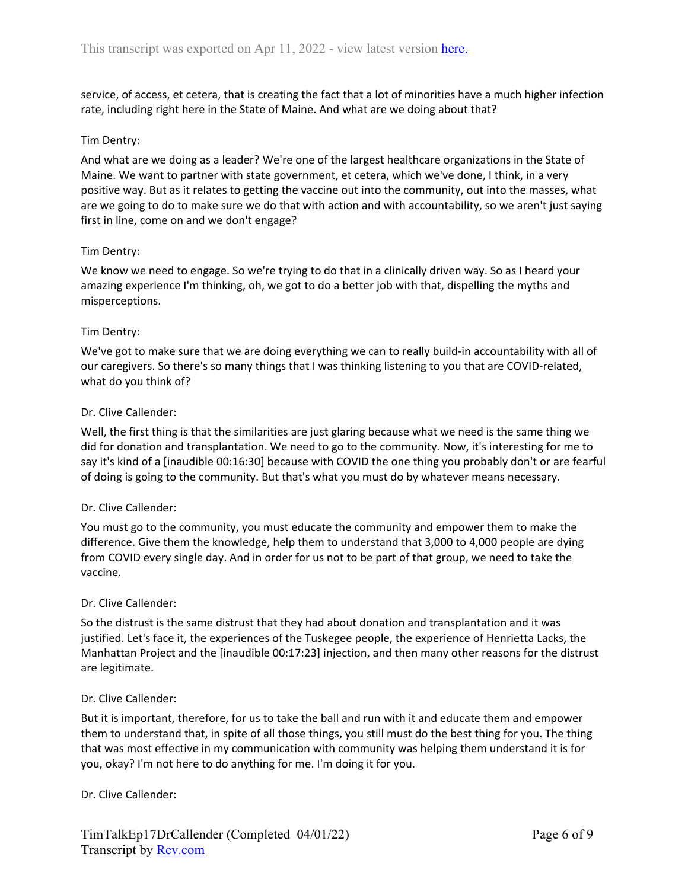service, of access, et cetera, that is creating the fact that a lot of minorities have a much higher infection rate, including right here in the State of Maine. And what are we doing about that?

Tim Dentry:

And what are we doing as a leader? We're one of the largest healthcare organizations in the State of Maine. We want to partner with state government, et cetera, which we've done, I think, in a very positive way. But as it relates to getting the vaccine out into the community, out into the masses, what are we going to do to make sure we do that with action and with accountability, so we aren't just saying first in line, come on and we don't engage?

Tim Dentry:

We know we need to engage. So we're trying to do that in a clinically driven way. So as I heard your amazing experience I'm thinking, oh, we got to do a better job with that, dispelling the myths and misperceptions.

Tim Dentry:

We've got to make sure that we are doing everything we can to really build-in accountability with all of our caregivers. So there's so many things that I was thinking listening to you that are COVID-related, what do you think of?

Dr. Clive Callender:

Well, the first thing is that the similarities are just glaring because what we need is the same thing we did for donation and transplantation. We need to go to the community. Now, it's interesting for me to say it's kind of a [inaudible 00:16:30] because with COVID the one thing you probably don't or are fearful of doing is going to the community. But that's what you must do by whatever means necessary.

Dr. Clive Callender:

You must go to the community, you must educate the community and empower them to make the difference. Give them the knowledge, help them to understand that 3,000 to 4,000 people are dying from COVID every single day. And in order for us not to be part of that group, we need to take the vaccine.

Dr. Clive Callender:

So the distrust is the same distrust that they had about donation and transplantation and it was justified. Let's face it, the experiences of the Tuskegee people, the experience of Henrietta Lacks, the Manhattan Project and the [inaudible 00:17:23] injection, and then many other reasons for the distrust are legitimate.

Dr. Clive Callender:

But it is important, therefore, for us to take the ball and run with it and educate them and empower them to understand that, in spite of all those things, you still must do the best thing for you. The thing that was most effective in my communication with community was helping them understand it is for you, okay? I'm not here to do anything for me. I'm doing it for you.

Dr. Clive Callender: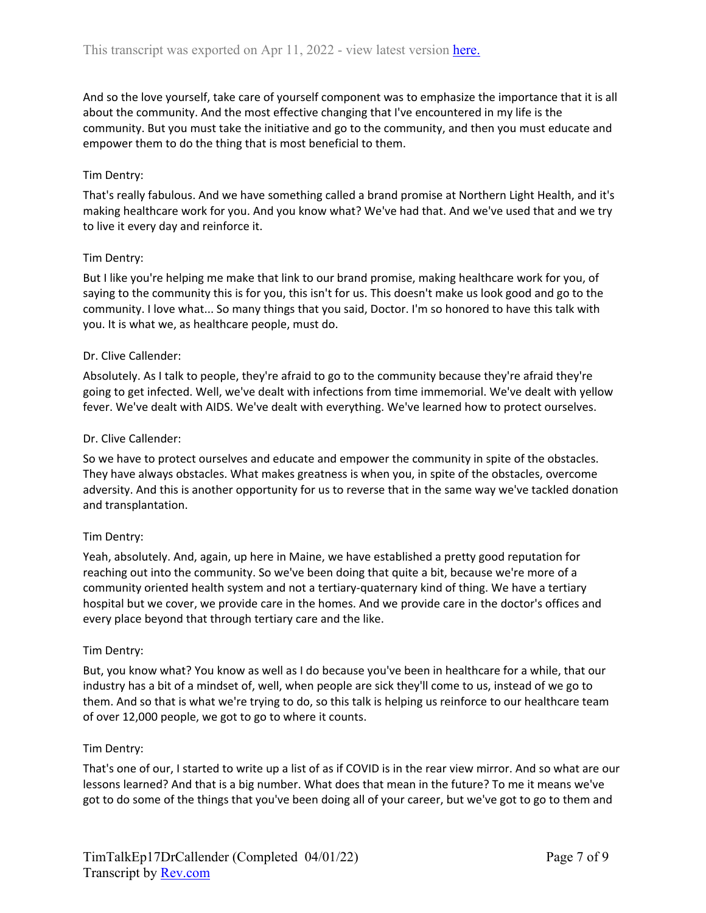And so the love yourself, take care of yourself component was to emphasize the importance that it is all about the community. And the most effective changing that I've encountered in my life is the community. But you must take the initiative and go to the community, and then you must educate and empower them to do the thing that is most beneficial to them.

Tim Dentry:

That's really fabulous. And we have something called a brand promise at Northern Light Health, and it's making healthcare work for you. And you know what? We've had that. And we've used that and we try to live it every day and reinforce it.

Tim Dentry:

But I like you're helping me make that link to our brand promise, making healthcare work for you, of saying to the community this is for you, this isn't for us. This doesn't make us look good and go to the community. I love what... So many things that you said, Doctor. I'm so honored to have this talk with you. It is what we, as healthcare people, must do.

Dr. Clive Callender:

Absolutely. As I talk to people, they're afraid to go to the community because they're afraid they're going to get infected. Well, we've dealt with infections from time immemorial. We've dealt with yellow fever. We've dealt with AIDS. We've dealt with everything. We've learned how to protect ourselves.

Dr. Clive Callender:

So we have to protect ourselves and educate and empower the community in spite of the obstacles. They have always obstacles. What makes greatness is when you, in spite of the obstacles, overcome adversity. And this is another opportunity for us to reverse that in the same way we've tackled donation and transplantation.

Tim Dentry:

Yeah, absolutely. And, again, up here in Maine, we have established a pretty good reputation for reaching out into the community. So we've been doing that quite a bit, because we're more of a community oriented health system and not a tertiary-quaternary kind of thing. We have a tertiary hospital but we cover, we provide care in the homes. And we provide care in the doctor's offices and every place beyond that through tertiary care and the like.

Tim Dentry:

But, you know what? You know as well as I do because you've been in healthcare for a while, that our industry has a bit of a mindset of, well, when people are sick they'll come to us, instead of we go to them. And so that is what we're trying to do, so this talk is helping us reinforce to our healthcare team of over 12,000 people, we got to go to where it counts.

Tim Dentry:

That's one of our, I started to write up a list of as if COVID is in the rear view mirror. And so what are our lessons learned? And that is a big number. What does that mean in the future? To me it means we've got to do some of the things that you've been doing all of your career, but we've got to go to them and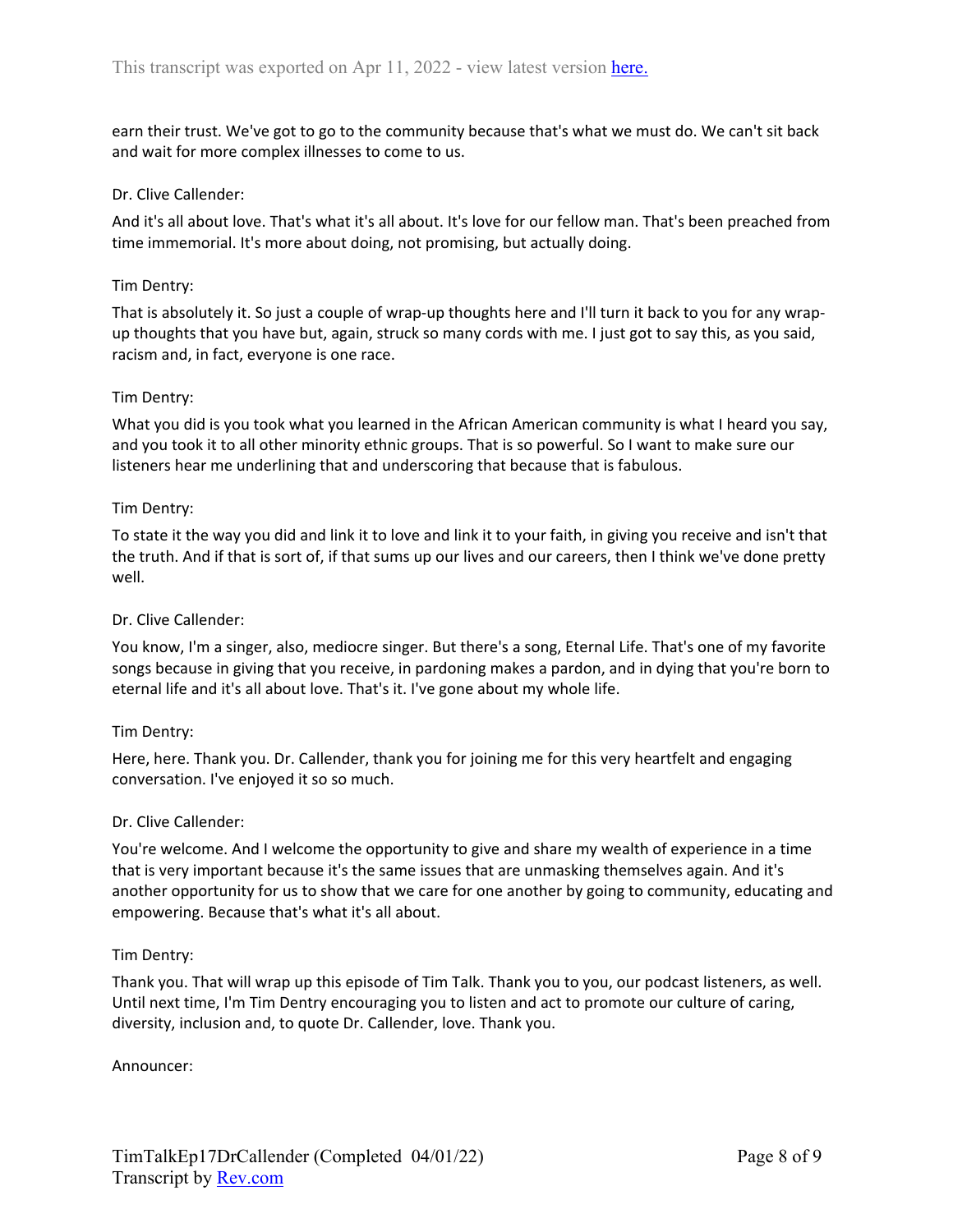earn their trust. We've got to go to the community because that's what we must do. We can't sit back and wait for more complex illnesses to come to us.

Dr. Clive Callender:

And it's all about love. That's what it's all about. It's love for our fellow man. That's been preached from time immemorial. It's more about doing, not promising, but actually doing.

Tim Dentry:

That is absolutely it. So just a couple of wrap-up thoughts here and I'll turn it back to you for any wrap-up thoughts that you have but, again, struck so many cords with me. I just got to say this, as you said, racism and, in fact, everyone is one race.

Tim Dentry:

What you did is you took what you learned in the African American community is what I heard you say, and you took it to all other minority ethnic groups. That is so powerful. So I want to make sure our listeners hear me underlining that and underscoring that because that is fabulous.

Tim Dentry:

To state it the way you did and link it to love and link it to your faith, in giving you receive and isn't that the truth. And if that is sort of, if that sums up our lives and our careers, then I think we've done pretty well.

Dr. Clive Callender:

You know, I'm a singer, also, mediocre singer. But there's a song, Eternal Life. That's one of my favorite songs because in giving that you receive, in pardoning makes a pardon, and in dying that you're born to eternal life and it's all about love. That's it. I've gone about my whole life.

Tim Dentry:

Here, here. Thank you. Dr. Callender, thank you for joining me for this very heartfelt and engaging conversation. I've enjoyed it so so much.

Dr. Clive Callender:

You're welcome. And I welcome the opportunity to give and share my wealth of experience in a time that is very important because it's the same issues that are unmasking themselves again. And it's another opportunity for us to show that we care for one another by going to community, educating and empowering. Because that's what it's all about.

Tim Dentry:

Thank you. That will wrap up this episode of Tim Talk. Thank you to you, our podcast listeners, as well. Until next time, I'm Tim Dentry encouraging you to listen and act to promote our culture of caring, diversity, inclusion and, to quote Dr. Callender, love. Thank you.

Announcer: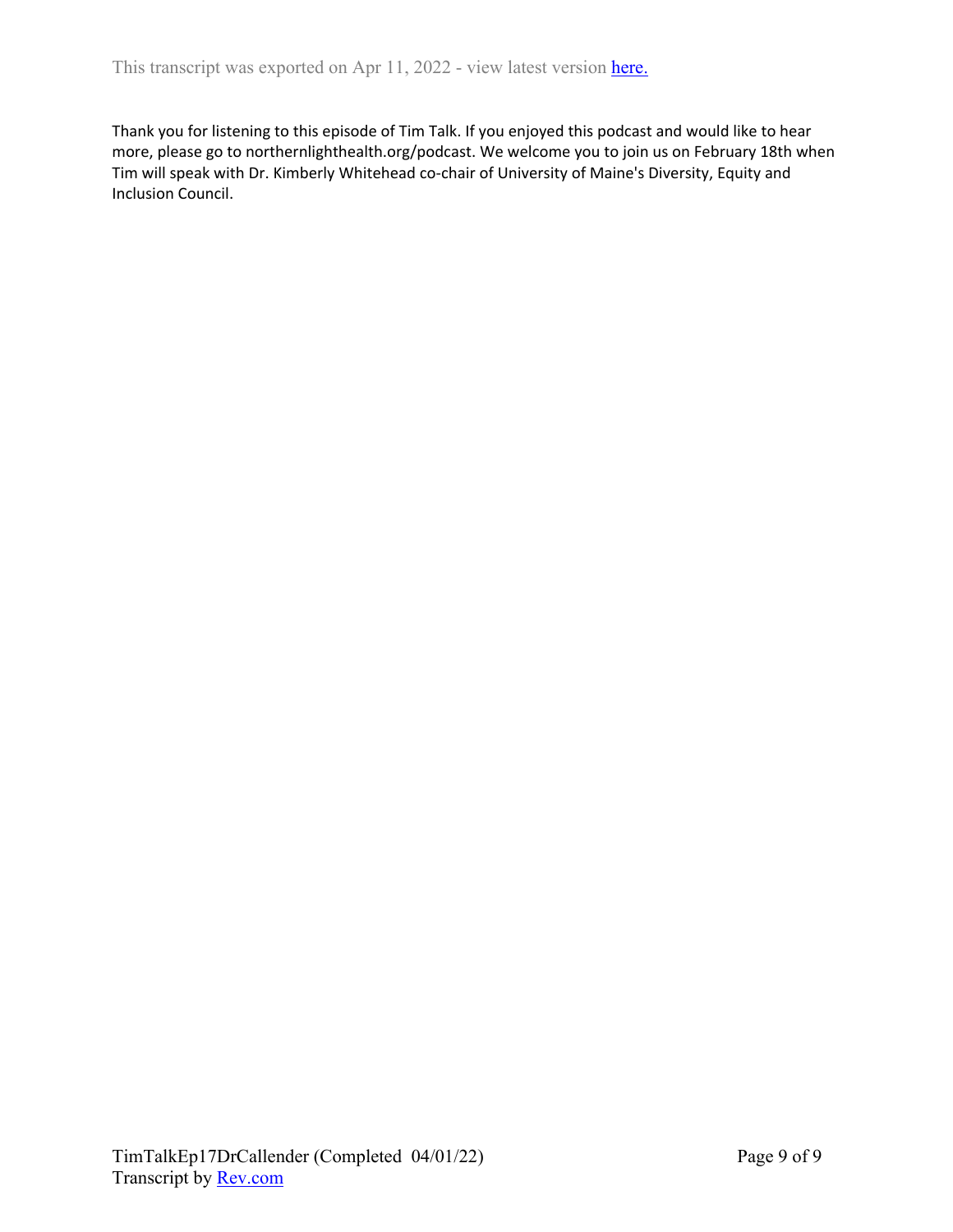Thank you for listening to this episode of Tim Talk. If you enjoyed this podcast and would like to hear more, please go to northernlighthealth.org/podcast. We welcome you to join us on February 18th when Tim will speak with Dr. Kimberly Whitehead co-chair of University of Maine's Diversity, Equity and Inclusion Council.